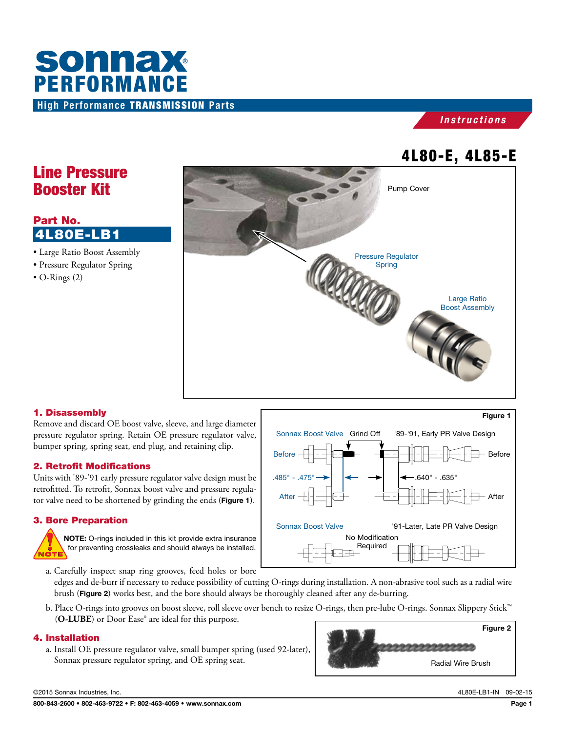# sonnax PERFORMANCE

High Performance **TRANSMISSION** Parts

*Instructions*

## 4L80-E, 4L85-E

# Line Pressure Booster Kit

## Part No.
## 4L80E-LB1

- Large Ratio Boost Assembly
- Pressure Regulator Spring
- O-Rings (2)

Pump Cover

Pressure Regulator Spring

Large Ratio Boost Assembly

### 1. Disassembly

Remove and discard OE boost valve, sleeve, and large diameter pressure regulator spring. Retain OE pressure regulator valve, bumper spring, spring seat, end plug, and retaining clip.

### 2. Retrofit Modifications

Units with '89-'91 early pressure regulator valve design must be retrofitted. To retrofit, Sonnax boost valve and pressure regulator valve need to be shortened by grinding the ends (**Figure 1**).

**Figure 1**

Sonnax Boost Valve — Grind Off — '89-'91, Early PR Valve Design

Before — Before

.485" - .475" — .640" - .635"

After — After

Sonnax Boost Valve — '91-Later, Late PR Valve Design

No Modification Required

### 3. Bore Preparation

**NOTE:** O-rings included in this kit provide extra insurance for preventing crossleaks and should always be installed.

a. Carefully inspect snap ring grooves, feed holes or bore edges and de-burr if necessary to reduce possibility of cutting O-rings during installation. A non-abrasive tool such as a radial wire brush (**Figure 2**) works best, and the bore should always be thoroughly cleaned after any de-burring.

b. Place O-rings into grooves on boost sleeve, roll sleeve over bench to resize O-rings, then pre-lube O-rings. Sonnax Slippery Stick™ (**O-LUBE**) or Door Ease® are ideal for this purpose.

**Figure 2**

Radial Wire Brush

### 4. Installation

a. Install OE pressure regulator valve, small bumper spring (used 92-later), Sonnax pressure regulator spring, and OE spring seat.

©2015 Sonnax Industries, Inc. 4L80E-LB1-IN 09-02-15

800-843-2600 • 802-463-9722 • F: 802-463-4059 • www.sonnax.com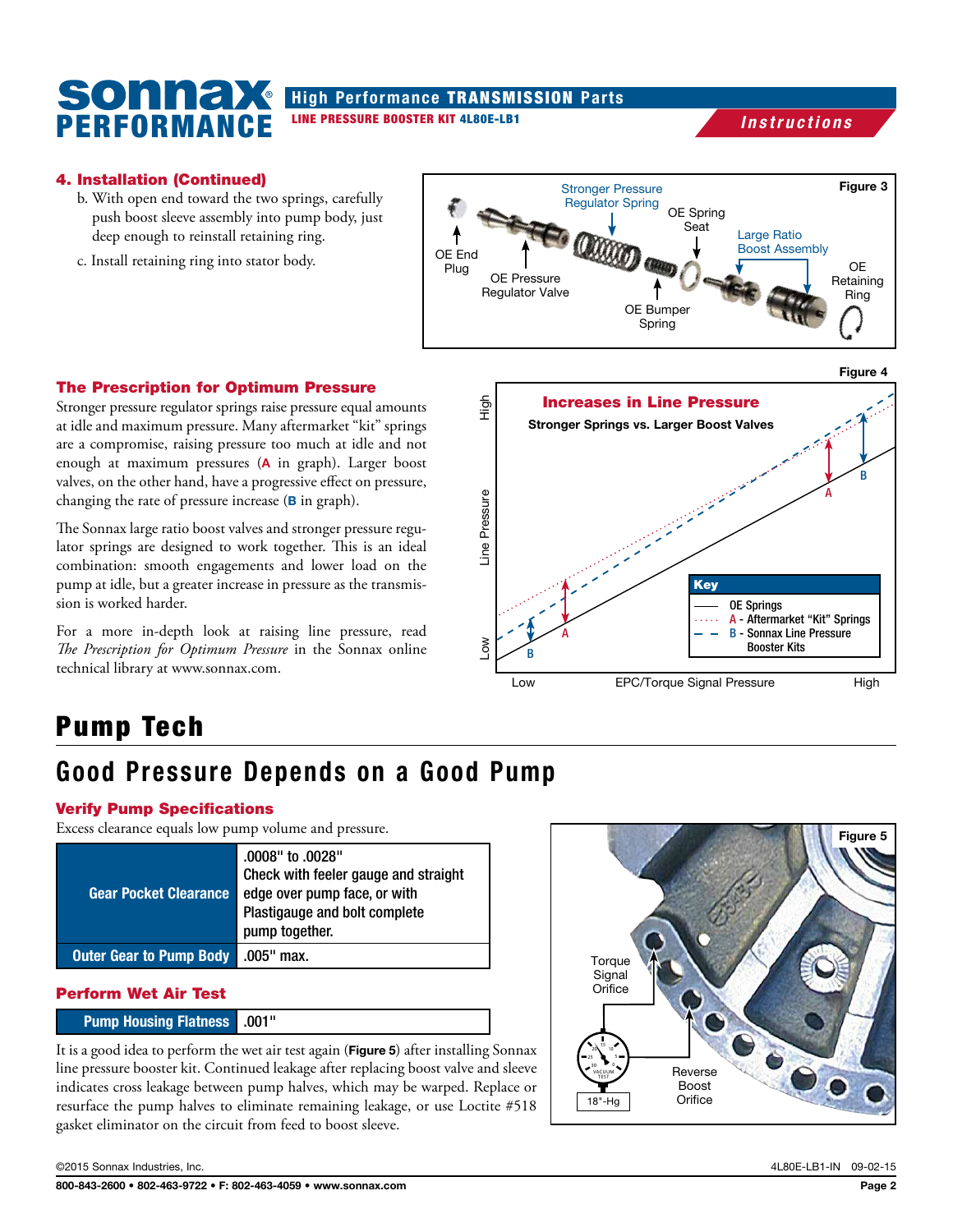### 4. Installation (Continued)

b. With open end toward the two springs, carefully push boost sleeve assembly into pump body, just deep enough to reinstall retaining ring.

c. Install retaining ring into stator body.

Figure 3

OE End Plug · OE Pressure Regulator Valve · Stronger Pressure Regulator Spring · OE Bumper Spring · OE Spring Seat · Large Ratio Boost Assembly · OE Retaining Ring

### The Prescription for Optimum Pressure

Stronger pressure regulator springs raise pressure equal amounts at idle and maximum pressure. Many aftermarket "kit" springs are a compromise, raising pressure too much at idle and not enough at maximum pressures (**A** in graph). Larger boost valves, on the other hand, have a progressive effect on pressure, changing the rate of pressure increase (**B** in graph).

The Sonnax large ratio boost valves and stronger pressure regulator springs are designed to work together. This is an ideal combination: smooth engagements and lower load on the pump at idle, but a greater increase in pressure as the transmission is worked harder.

For a more in-depth look at raising line pressure, read *The Prescription for Optimum Pressure* in the Sonnax online technical library at www.sonnax.com.

Figure 4

**Increases in Line Pressure**

**Stronger Springs vs. Larger Boost Valves**

Key:
- OE Springs
- A - Aftermarket "Kit" Springs
- B - Sonnax Line Pressure Booster Kits

Line Pressure (Low to High) vs. EPC/Torque Signal Pressure (Low to High)

# Pump Tech

## Good Pressure Depends on a Good Pump

### Verify Pump Specifications

Excess clearance equals low pump volume and pressure.

| Specification | Value |
|---|---|
| Gear Pocket Clearance | .0008" to .0028" Check with feeler gauge and straight edge over pump face, or with Plastigauge and bolt complete pump together. |
| Outer Gear to Pump Body | .005" max. |

### Perform Wet Air Test

| Specification | Value |
|---|---|
| Pump Housing Flatness | .001" |

It is a good idea to perform the wet air test again (**Figure 5**) after installing Sonnax line pressure booster kit. Continued leakage after replacing boost valve and sleeve indicates cross leakage between pump halves, which may be warped. Replace or resurface the pump halves to eliminate remaining leakage, or use Loctite #518 gasket eliminator on the circuit from feed to boost sleeve.

Figure 5

Torque Signal Orifice · Reverse Boost Orifice · 18"-Hg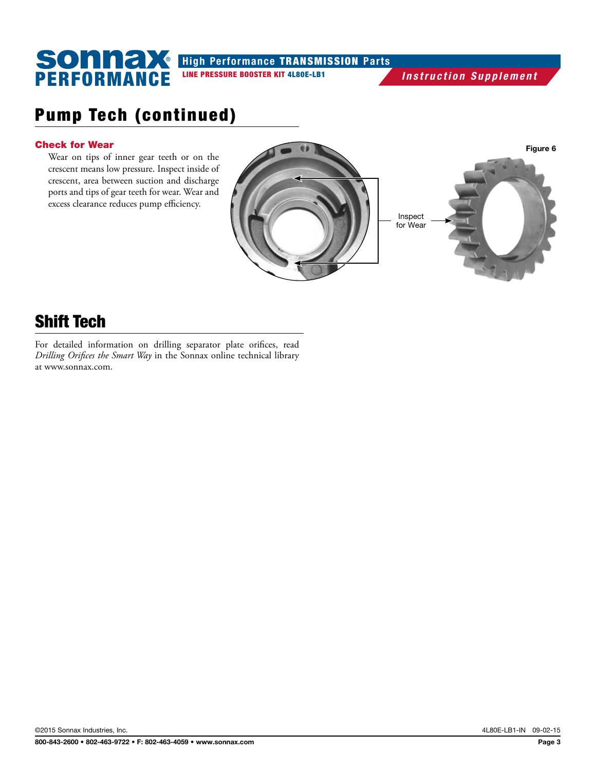## Pump Tech (continued)

### Check for Wear

Wear on tips of inner gear teeth or on the crescent means low pressure. Inspect inside of crescent, area between suction and discharge ports and tips of gear teeth for wear. Wear and excess clearance reduces pump efficiency.

Figure 6

Inspect for Wear

## Shift Tech

For detailed information on drilling separator plate orifices, read *Drilling Orifices the Smart Way* in the Sonnax online technical library at www.sonnax.com.